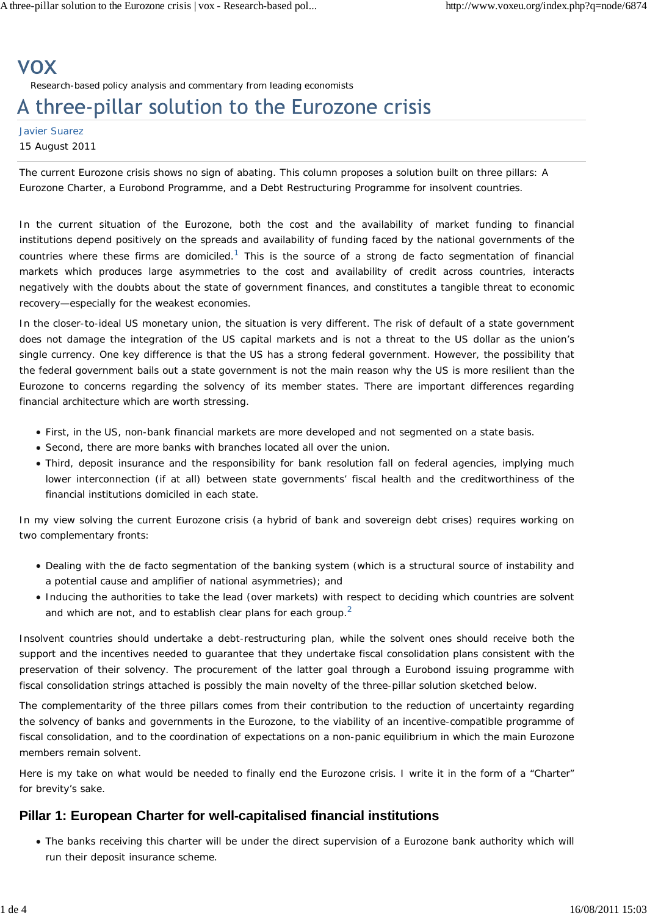vox

Research-based policy analysis and commentary from leading economists

# A three-pillar solution to the Eurozone crisis

Javier Suarez

15 August 2011

The current Eurozone crisis shows no sign of abating. This column proposes a solution built on three pillars: A Eurozone Charter, a Eurobond Programme, and a Debt Restructuring Programme for insolvent countries.

In the current situation of the Eurozone, both the cost and the availability of market funding to financial institutions depend positively on the spreads and availability of funding faced by the national governments of the countries where these firms are domiciled.[1] This is the source of a strong de facto segmentation of financial markets which produces large asymmetries to the cost and availability of credit across countries, interacts negatively with the doubts about the state of government finances, and constitutes a tangible threat to economic recovery—especially for the weakest economies.

In the closer-to-ideal US monetary union, the situation is very different. The risk of default of a state government does not damage the integration of the US capital markets and is not a threat to the US dollar as the union's single currency. One key difference is that the US has a strong federal government. However, the possibility that the federal government bails out a state government is not the main reason why the US is more resilient than the Eurozone to concerns regarding the solvency of its member states. There are important differences regarding financial architecture which are worth stressing.

- First, in the US, non-bank financial markets are more developed and not segmented on a state basis.
- Second, there are more banks with branches located all over the union.
- Third, deposit insurance and the responsibility for bank resolution fall on federal agencies, implying much lower interconnection (if at all) between state governments' fiscal health and the creditworthiness of the financial institutions domiciled in each state.

In my view solving the current Eurozone crisis (a hybrid of bank and sovereign debt crises) requires working on two complementary fronts:

- Dealing with the de facto segmentation of the banking system (which is a structural source of instability and a potential cause and amplifier of national asymmetries); and
- Inducing the authorities to take the lead (over markets) with respect to deciding which countries are solvent and which are not, and to establish clear plans for each group.[2]

Insolvent countries should undertake a debt-restructuring plan, while the solvent ones should receive both the support and the incentives needed to guarantee that they undertake fiscal consolidation plans consistent with the preservation of their solvency. The procurement of the latter goal through a Eurobond issuing programme with fiscal consolidation strings attached is possibly the main novelty of the three-pillar solution sketched below.

The complementarity of the three pillars comes from their contribution to the reduction of uncertainty regarding the solvency of banks and governments in the Eurozone, to the viability of an incentive-compatible programme of fiscal consolidation, and to the coordination of expectations on a non-panic equilibrium in which the main Eurozone members remain solvent.

Here is my take on what would be needed to finally end the Eurozone crisis. I write it in the form of a "Charter" for brevity's sake.

## Pillar 1: European Charter for well-capitalised financial institutions

- The banks receiving this charter will be under the direct supervision of a Eurozone bank authority which will run their deposit insurance scheme.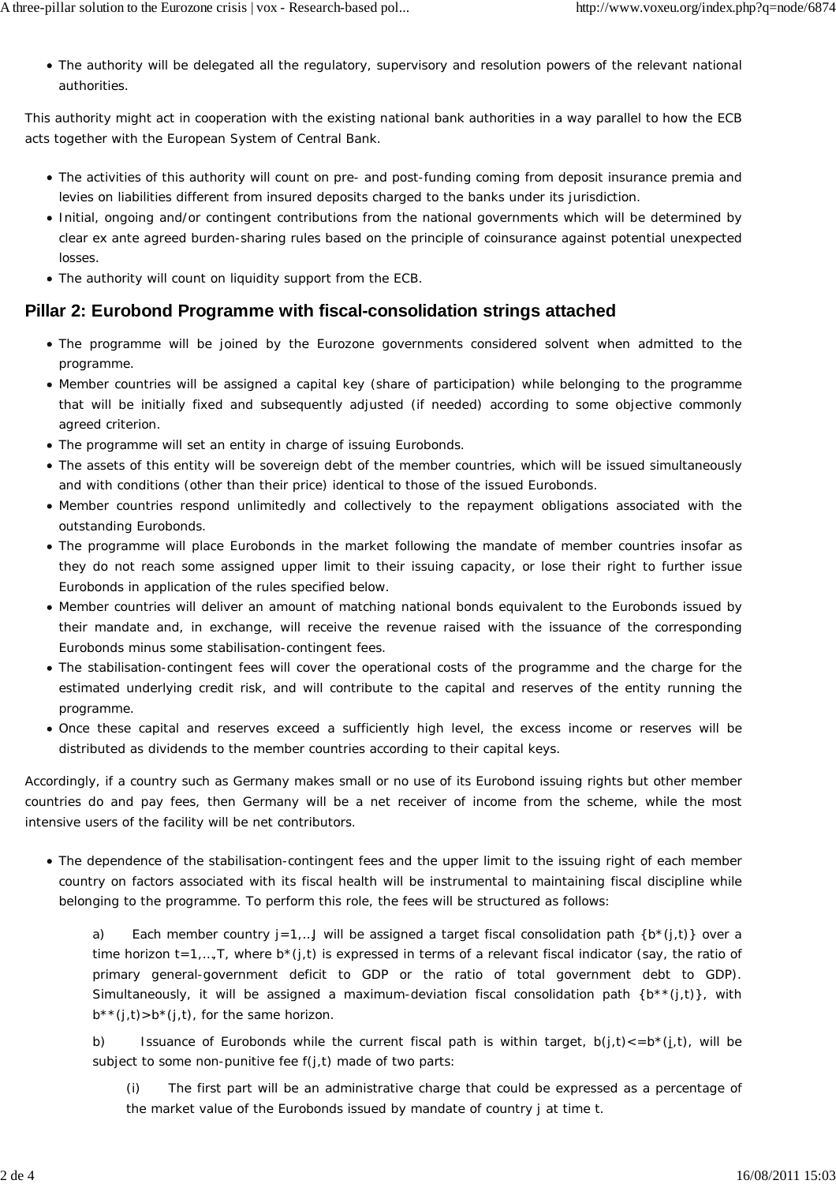- The authority will be delegated all the regulatory, supervisory and resolution powers of the relevant national authorities.

This authority might act in cooperation with the existing national bank authorities in a way parallel to how the ECB acts together with the European System of Central Bank.

- The activities of this authority will count on pre- and post-funding coming from deposit insurance premia and levies on liabilities different from insured deposits charged to the banks under its jurisdiction.
- Initial, ongoing and/or contingent contributions from the national governments which will be determined by clear ex ante agreed burden-sharing rules based on the principle of coinsurance against potential unexpected losses.
- The authority will count on liquidity support from the ECB.

## Pillar 2: Eurobond Programme with fiscal-consolidation strings attached

- The programme will be joined by the Eurozone governments considered solvent when admitted to the programme.
- Member countries will be assigned a capital key (share of participation) while belonging to the programme that will be initially fixed and subsequently adjusted (if needed) according to some objective commonly agreed criterion.
- The programme will set an entity in charge of issuing Eurobonds.
- The assets of this entity will be sovereign debt of the member countries, which will be issued simultaneously and with conditions (other than their price) identical to those of the issued Eurobonds.
- Member countries respond unlimitedly and collectively to the repayment obligations associated with the outstanding Eurobonds.
- The programme will place Eurobonds in the market following the mandate of member countries insofar as they do not reach some assigned upper limit to their issuing capacity, or lose their right to further issue Eurobonds in application of the rules specified below.
- Member countries will deliver an amount of matching national bonds equivalent to the Eurobonds issued by their mandate and, in exchange, will receive the revenue raised with the issuance of the corresponding Eurobonds minus some stabilisation-contingent fees.
- The stabilisation-contingent fees will cover the operational costs of the programme and the charge for the estimated underlying credit risk, and will contribute to the capital and reserves of the entity running the programme.
- Once these capital and reserves exceed a sufficiently high level, the excess income or reserves will be distributed as dividends to the member countries according to their capital keys.

Accordingly, if a country such as Germany makes small or no use of its Eurobond issuing rights but other member countries do and pay fees, then Germany will be a net receiver of income from the scheme, while the most intensive users of the facility will be net contributors.

- The dependence of the stabilisation-contingent fees and the upper limit to the issuing right of each member country on factors associated with its fiscal health will be instrumental to maintaining fiscal discipline while belonging to the programme. To perform this role, the fees will be structured as follows:

    a) Each member country $j=1,\ldots,J$ will be assigned a target fiscal consolidation path $\{b^*(j,t)\}$ over a time horizon $t=1,\ldots,T$, where $b^*(j,t)$ is expressed in terms of a relevant fiscal indicator (say, the ratio of primary general-government deficit to GDP or the ratio of total government debt to GDP). Simultaneously, it will be assigned a maximum-deviation fiscal consolidation path $\{b^{**}(j,t)\}$, with $b^{**}(j,t)>b^*(j,t)$, for the same horizon.

    b) Issuance of Eurobonds while the current fiscal path is within target, $b(j,t)<=b^*(j,t)$, will be subject to some non-punitive fee $f(j,t)$ made of two parts:

        (i) The first part will be an administrative charge that could be expressed as a percentage of the market value of the Eurobonds issued by mandate of country j at time t.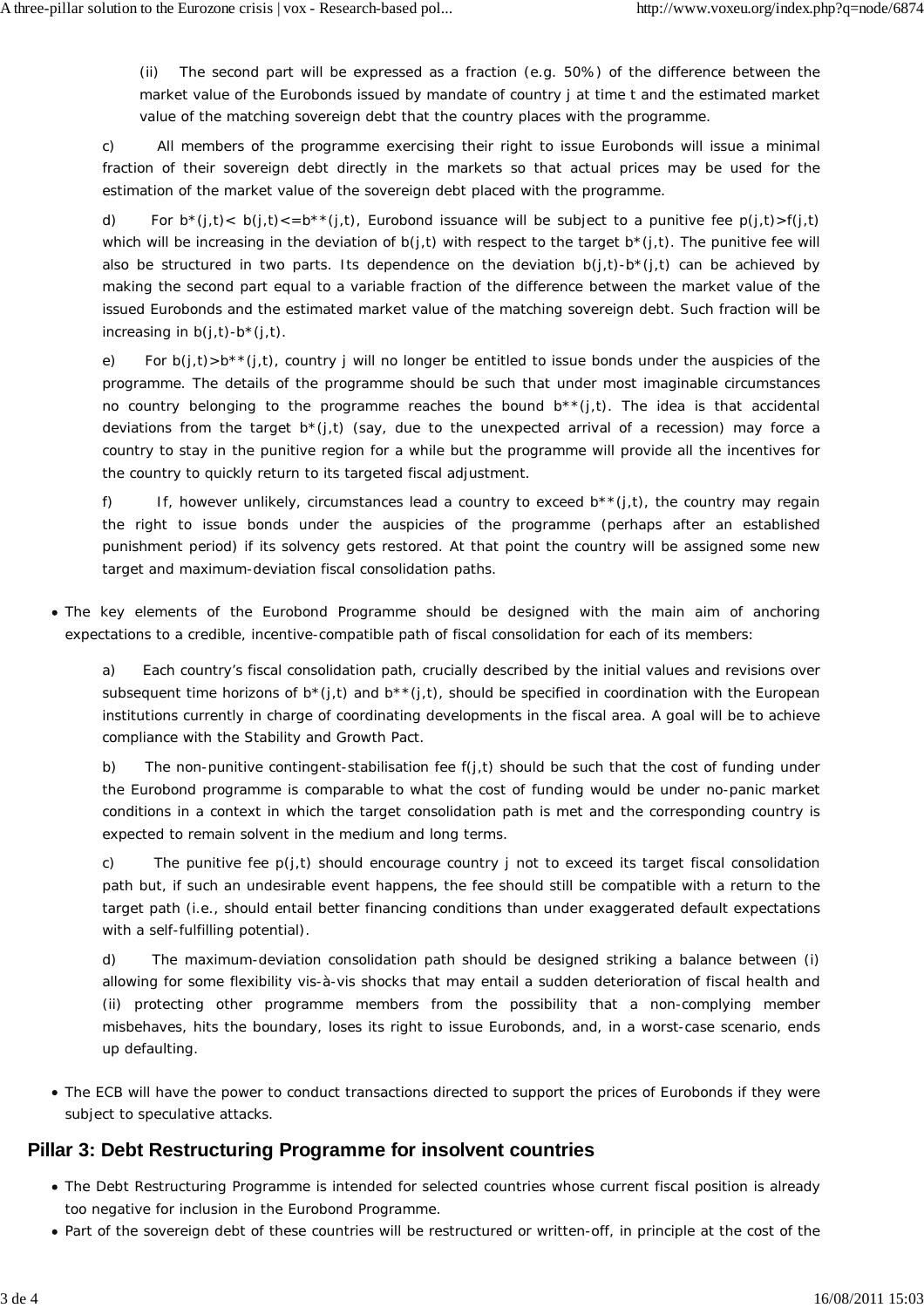(ii) The second part will be expressed as a fraction (e.g. 50%) of the difference between the market value of the Eurobonds issued by mandate of country j at time t and the estimated market value of the matching sovereign debt that the country places with the programme.

c) All members of the programme exercising their right to issue Eurobonds will issue a minimal fraction of their sovereign debt directly in the markets so that actual prices may be used for the estimation of the market value of the sovereign debt placed with the programme.

d) For $b^*(j,t) < b(j,t) <= b^{**}(j,t)$, Eurobond issuance will be subject to a punitive fee $p(j,t) > f(j,t)$ which will be increasing in the deviation of $b(j,t)$ with respect to the target $b^*(j,t)$. The punitive fee will also be structured in two parts. Its dependence on the deviation $b(j,t)-b^*(j,t)$ can be achieved by making the second part equal to a variable fraction of the difference between the market value of the issued Eurobonds and the estimated market value of the matching sovereign debt. Such fraction will be increasing in $b(j,t)-b^*(j,t)$.

e) For $b(j,t) > b^{**}(j,t)$, country j will no longer be entitled to issue bonds under the auspicies of the programme. The details of the programme should be such that under most imaginable circumstances no country belonging to the programme reaches the bound $b^{**}(j,t)$. The idea is that accidental deviations from the target $b^*(j,t)$ (say, due to the unexpected arrival of a recession) may force a country to stay in the punitive region for a while but the programme will provide all the incentives for the country to quickly return to its targeted fiscal adjustment.

f) If, however unlikely, circumstances lead a country to exceed $b^{**}(j,t)$, the country may regain the right to issue bonds under the auspicies of the programme (perhaps after an established punishment period) if its solvency gets restored. At that point the country will be assigned some new target and maximum-deviation fiscal consolidation paths.

- The key elements of the Eurobond Programme should be designed with the main aim of anchoring expectations to a credible, incentive-compatible path of fiscal consolidation for each of its members:

  a) Each country's fiscal consolidation path, crucially described by the initial values and revisions over subsequent time horizons of $b^*(j,t)$ and $b^{**}(j,t)$, should be specified in coordination with the European institutions currently in charge of coordinating developments in the fiscal area. A goal will be to achieve compliance with the Stability and Growth Pact.

  b) The non-punitive contingent-stabilisation fee $f(j,t)$ should be such that the cost of funding under the Eurobond programme is comparable to what the cost of funding would be under no-panic market conditions in a context in which the target consolidation path is met and the corresponding country is expected to remain solvent in the medium and long terms.

  c) The punitive fee $p(j,t)$ should encourage country j not to exceed its target fiscal consolidation path but, if such an undesirable event happens, the fee should still be compatible with a return to the target path (i.e., should entail better financing conditions than under exaggerated default expectations with a self-fulfilling potential).

  d) The maximum-deviation consolidation path should be designed striking a balance between (i) allowing for some flexibility vis-à-vis shocks that may entail a sudden deterioration of fiscal health and (ii) protecting other programme members from the possibility that a non-complying member misbehaves, hits the boundary, loses its right to issue Eurobonds, and, in a worst-case scenario, ends up defaulting.

- The ECB will have the power to conduct transactions directed to support the prices of Eurobonds if they were subject to speculative attacks.

## Pillar 3: Debt Restructuring Programme for insolvent countries

- The Debt Restructuring Programme is intended for selected countries whose current fiscal position is already too negative for inclusion in the Eurobond Programme.
- Part of the sovereign debt of these countries will be restructured or written-off, in principle at the cost of the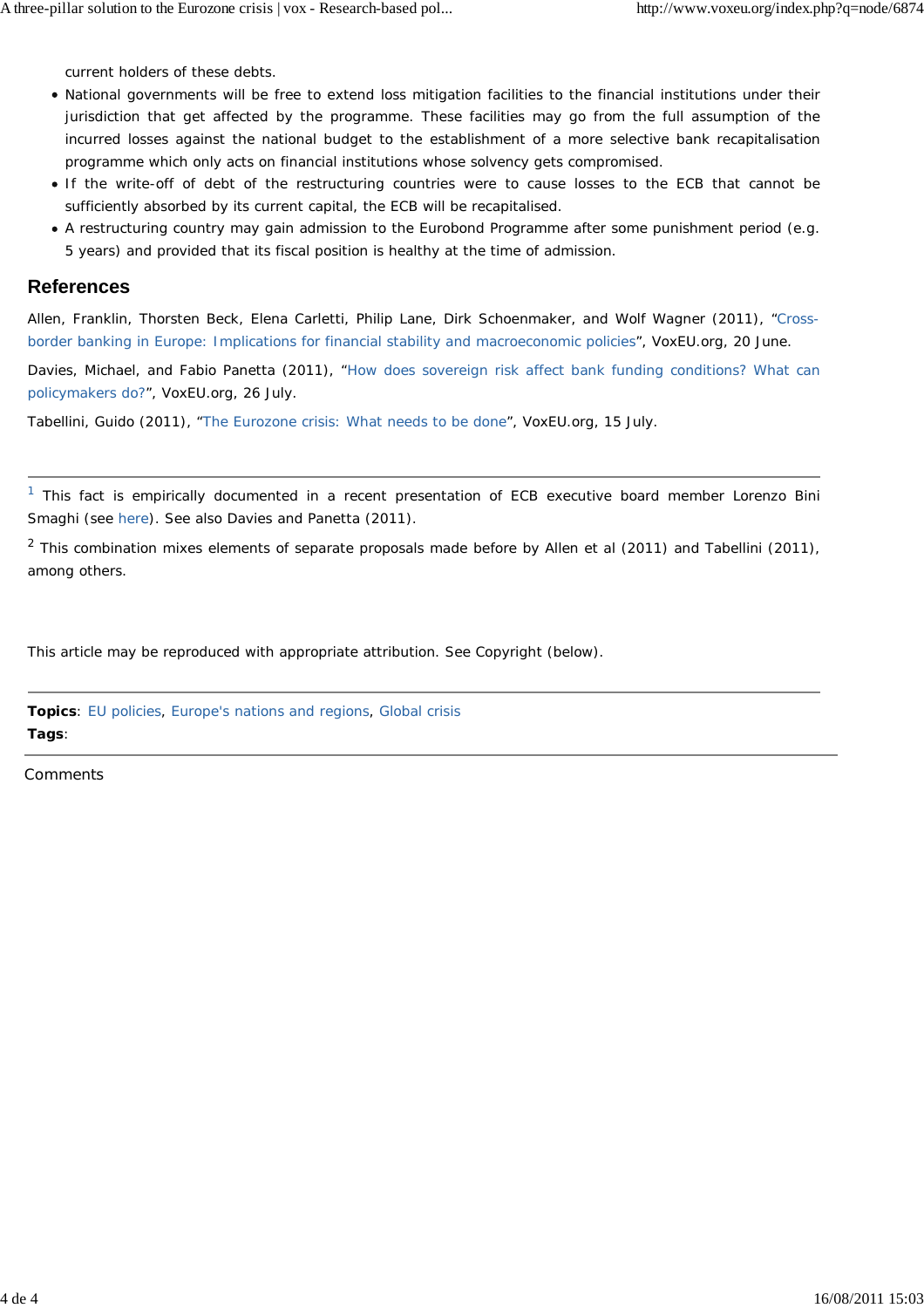current holders of these debts.

- National governments will be free to extend loss mitigation facilities to the financial institutions under their jurisdiction that get affected by the programme. These facilities may go from the full assumption of the incurred losses against the national budget to the establishment of a more selective bank recapitalisation programme which only acts on financial institutions whose solvency gets compromised.
- If the write-off of debt of the restructuring countries were to cause losses to the ECB that cannot be sufficiently absorbed by its current capital, the ECB will be recapitalised.
- A restructuring country may gain admission to the Eurobond Programme after some punishment period (e.g. 5 years) and provided that its fiscal position is healthy at the time of admission.

## References

Allen, Franklin, Thorsten Beck, Elena Carletti, Philip Lane, Dirk Schoenmaker, and Wolf Wagner (2011), "Cross-border banking in Europe: Implications for financial stability and macroeconomic policies", VoxEU.org, 20 June.

Davies, Michael, and Fabio Panetta (2011), "How does sovereign risk affect bank funding conditions? What can policymakers do?", VoxEU.org, 26 July.

Tabellini, Guido (2011), "The Eurozone crisis: What needs to be done", VoxEU.org, 15 July.

---

[1] This fact is empirically documented in a recent presentation of ECB executive board member Lorenzo Bini Smaghi (see here). See also Davies and Panetta (2011).

[2] This combination mixes elements of separate proposals made before by Allen et al (2011) and Tabellini (2011), among others.

This article may be reproduced with appropriate attribution. See Copyright (below).

---

**Topics**: EU policies, Europe's nations and regions, Global crisis
**Tags**:

---

Comments